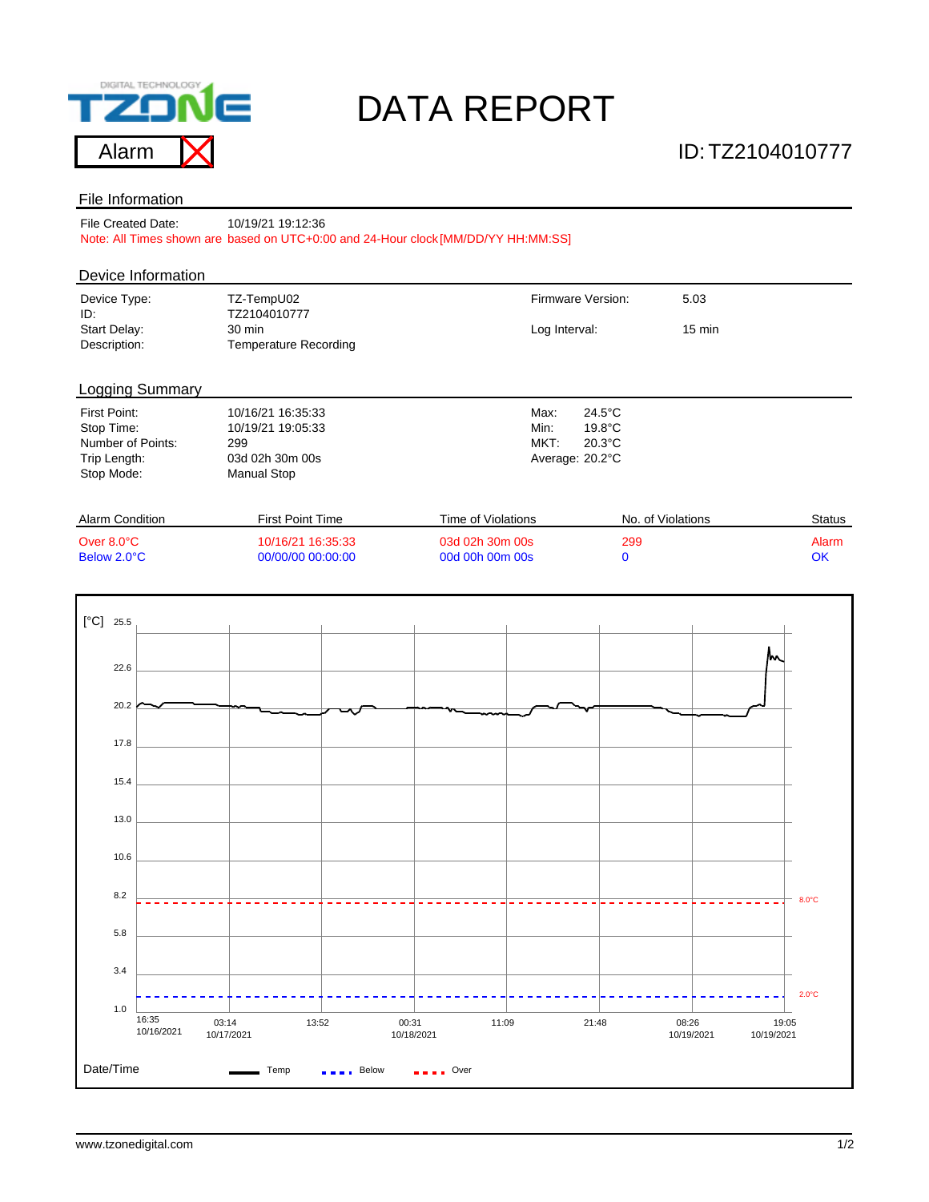# DATA REPORT

TZONE DIGITAL TECHNOLOGY

Alarm

ID: TZ2104010777

## File Information

File Created Date: 10/19/21 19:12:36

Note: All Times shown are based on UTC+0:00 and 24-Hour clock [MM/DD/YY HH:MM:SS]

## Device Information

| | | | |
|---|---|---|---|
| Device Type: | TZ-TempU02 | Firmware Version: | 5.03 |
| ID: | TZ2104010777 | | |
| Start Delay: | 30 min | Log Interval: | 15 min |
| Description: | Temperature Recording | | |

## Logging Summary

| | | | |
|---|---|---|---|
| First Point: | 10/16/21 16:35:33 | Max: | 24.5°C |
| Stop Time: | 10/19/21 19:05:33 | Min: | 19.8°C |
| Number of Points: | 299 | MKT: | 20.3°C |
| Trip Length: | 03d 02h 30m 00s | Average: | 20.2°C |
| Stop Mode: | Manual Stop | | |

| Alarm Condition | First Point Time | Time of Violations | No. of Violations | Status |
|---|---|---|---|---|
| Over 8.0°C | 10/16/21 16:35:33 | 03d 02h 30m 00s | 299 | Alarm |
| Below 2.0°C | 00/00/00 00:00:00 | 00d 00h 00m 00s | 0 | OK |

[°C]

Y-axis: 25.5, 22.6, 20.2, 17.8, 15.4, 13.0, 10.6, 8.2, 5.8, 3.4, 1.0

Limits: 8.0°C, 2.0°C

X-axis: 16:35 10/16/2021, 03:14 10/17/2021, 13:52, 00:31 10/18/2021, 11:09, 21:48, 08:26 10/19/2021, 19:05 10/19/2021

Date/Time — Temp — Below — Over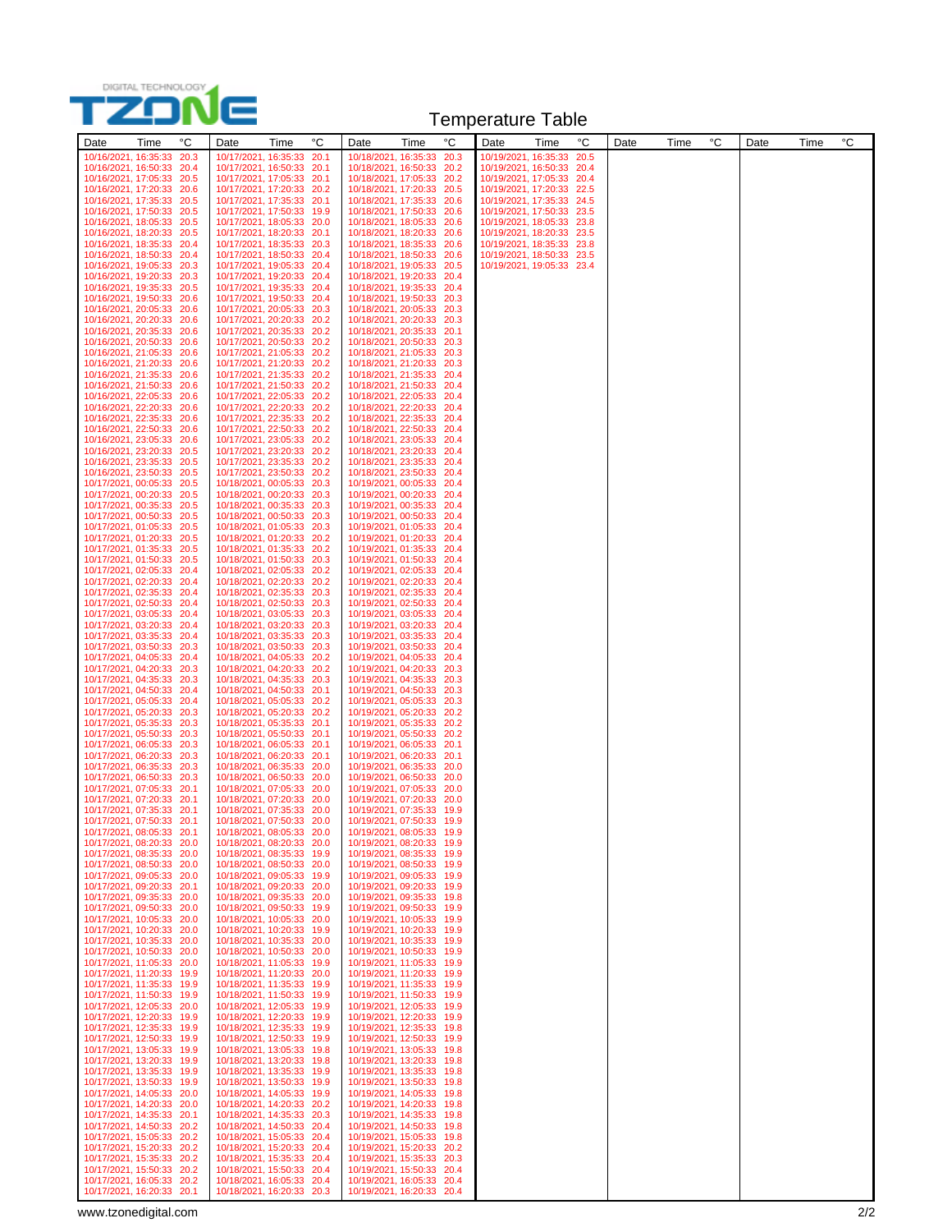# Temperature Table

| Date | Time | °C | Date | Time | °C | Date | Time | °C | Date | Time | °C | Date | Time | °C | Date | Time | °C |
|---|---|---|---|---|---|---|---|---|---|---|---|---|---|---|---|---|---|
| 10/16/2021, | 16:35:33 | 20.3 | 10/17/2021, | 16:35:33 | 20.1 | 10/18/2021, | 16:35:33 | 20.3 | 10/19/2021, | 16:35:33 | 20.5 | | | | | | |
| 10/16/2021, | 16:50:33 | 20.4 | 10/17/2021, | 16:50:33 | 20.1 | 10/18/2021, | 16:50:33 | 20.2 | 10/19/2021, | 16:50:33 | 20.4 | | | | | | |
| 10/16/2021, | 17:05:33 | 20.5 | 10/17/2021, | 17:05:33 | 20.1 | 10/18/2021, | 17:05:33 | 20.2 | 10/19/2021, | 17:05:33 | 20.4 | | | | | | |
| 10/16/2021, | 17:20:33 | 20.6 | 10/17/2021, | 17:20:33 | 20.2 | 10/18/2021, | 17:20:33 | 20.5 | 10/19/2021, | 17:20:33 | 22.5 | | | | | | |
| 10/16/2021, | 17:35:33 | 20.5 | 10/17/2021, | 17:35:33 | 20.1 | 10/18/2021, | 17:35:33 | 20.6 | 10/19/2021, | 17:35:33 | 24.5 | | | | | | |
| 10/16/2021, | 17:50:33 | 20.5 | 10/17/2021, | 17:50:33 | 19.9 | 10/18/2021, | 17:50:33 | 20.6 | 10/19/2021, | 17:50:33 | 23.5 | | | | | | |
| 10/16/2021, | 18:05:33 | 20.5 | 10/17/2021, | 18:05:33 | 20.0 | 10/18/2021, | 18:05:33 | 20.6 | 10/19/2021, | 18:05:33 | 23.8 | | | | | | |
| 10/16/2021, | 18:20:33 | 20.5 | 10/17/2021, | 18:20:33 | 20.1 | 10/18/2021, | 18:20:33 | 20.6 | 10/19/2021, | 18:20:33 | 23.5 | | | | | | |
| 10/16/2021, | 18:35:33 | 20.4 | 10/17/2021, | 18:35:33 | 20.3 | 10/18/2021, | 18:35:33 | 20.6 | 10/19/2021, | 18:35:33 | 23.8 | | | | | | |
| 10/16/2021, | 18:50:33 | 20.4 | 10/17/2021, | 18:50:33 | 20.4 | 10/18/2021, | 18:50:33 | 20.6 | 10/19/2021, | 18:50:33 | 23.5 | | | | | | |
| 10/16/2021, | 19:05:33 | 20.3 | 10/17/2021, | 19:05:33 | 20.4 | 10/18/2021, | 19:05:33 | 20.5 | 10/19/2021, | 19:05:33 | 23.4 | | | | | | |
| 10/16/2021, | 19:20:33 | 20.3 | 10/17/2021, | 19:20:33 | 20.4 | 10/18/2021, | 19:20:33 | 20.4 | | | | | | | | | |
| 10/16/2021, | 19:35:33 | 20.5 | 10/17/2021, | 19:35:33 | 20.4 | 10/18/2021, | 19:35:33 | 20.4 | | | | | | | | | |
| 10/16/2021, | 19:50:33 | 20.6 | 10/17/2021, | 19:50:33 | 20.4 | 10/18/2021, | 19:50:33 | 20.3 | | | | | | | | | |
| 10/16/2021, | 20:05:33 | 20.6 | 10/17/2021, | 20:05:33 | 20.3 | 10/18/2021, | 20:05:33 | 20.3 | | | | | | | | | |
| 10/16/2021, | 20:20:33 | 20.6 | 10/17/2021, | 20:20:33 | 20.2 | 10/18/2021, | 20:20:33 | 20.3 | | | | | | | | | |
| 10/16/2021, | 20:35:33 | 20.6 | 10/17/2021, | 20:35:33 | 20.2 | 10/18/2021, | 20:35:33 | 20.1 | | | | | | | | | |
| 10/16/2021, | 20:50:33 | 20.6 | 10/17/2021, | 20:50:33 | 20.2 | 10/18/2021, | 20:50:33 | 20.3 | | | | | | | | | |
| 10/16/2021, | 21:05:33 | 20.6 | 10/17/2021, | 21:05:33 | 20.2 | 10/18/2021, | 21:05:33 | 20.3 | | | | | | | | | |
| 10/16/2021, | 21:20:33 | 20.6 | 10/17/2021, | 21:20:33 | 20.2 | 10/18/2021, | 21:20:33 | 20.3 | | | | | | | | | |
| 10/16/2021, | 21:35:33 | 20.6 | 10/17/2021, | 21:35:33 | 20.2 | 10/18/2021, | 21:35:33 | 20.4 | | | | | | | | | |
| 10/16/2021, | 21:50:33 | 20.6 | 10/17/2021, | 21:50:33 | 20.2 | 10/18/2021, | 21:50:33 | 20.4 | | | | | | | | | |
| 10/16/2021, | 22:05:33 | 20.6 | 10/17/2021, | 22:05:33 | 20.2 | 10/18/2021, | 22:05:33 | 20.4 | | | | | | | | | |
| 10/16/2021, | 22:20:33 | 20.6 | 10/17/2021, | 22:20:33 | 20.2 | 10/18/2021, | 22:20:33 | 20.4 | | | | | | | | | |
| 10/16/2021, | 22:35:33 | 20.6 | 10/17/2021, | 22:35:33 | 20.2 | 10/18/2021, | 22:35:33 | 20.4 | | | | | | | | | |
| 10/16/2021, | 22:50:33 | 20.6 | 10/17/2021, | 22:50:33 | 20.2 | 10/18/2021, | 22:50:33 | 20.4 | | | | | | | | | |
| 10/16/2021, | 23:05:33 | 20.6 | 10/17/2021, | 23:05:33 | 20.2 | 10/18/2021, | 23:05:33 | 20.4 | | | | | | | | | |
| 10/16/2021, | 23:20:33 | 20.5 | 10/17/2021, | 23:20:33 | 20.2 | 10/18/2021, | 23:20:33 | 20.4 | | | | | | | | | |
| 10/16/2021, | 23:35:33 | 20.5 | 10/17/2021, | 23:35:33 | 20.2 | 10/18/2021, | 23:35:33 | 20.4 | | | | | | | | | |
| 10/16/2021, | 23:50:33 | 20.5 | 10/17/2021, | 23:50:33 | 20.2 | 10/18/2021, | 23:50:33 | 20.4 | | | | | | | | | |
| 10/17/2021, | 00:05:33 | 20.5 | 10/18/2021, | 00:05:33 | 20.3 | 10/19/2021, | 00:05:33 | 20.4 | | | | | | | | | |
| 10/17/2021, | 00:20:33 | 20.5 | 10/18/2021, | 00:20:33 | 20.3 | 10/19/2021, | 00:20:33 | 20.4 | | | | | | | | | |
| 10/17/2021, | 00:35:33 | 20.5 | 10/18/2021, | 00:35:33 | 20.3 | 10/19/2021, | 00:35:33 | 20.4 | | | | | | | | | |
| 10/17/2021, | 00:50:33 | 20.5 | 10/18/2021, | 00:50:33 | 20.3 | 10/19/2021, | 00:50:33 | 20.4 | | | | | | | | | |
| 10/17/2021, | 01:05:33 | 20.5 | 10/18/2021, | 01:05:33 | 20.3 | 10/19/2021, | 01:05:33 | 20.4 | | | | | | | | | |
| 10/17/2021, | 01:20:33 | 20.5 | 10/18/2021, | 01:20:33 | 20.2 | 10/19/2021, | 01:20:33 | 20.4 | | | | | | | | | |
| 10/17/2021, | 01:35:33 | 20.5 | 10/18/2021, | 01:35:33 | 20.2 | 10/19/2021, | 01:35:33 | 20.4 | | | | | | | | | |
| 10/17/2021, | 01:50:33 | 20.5 | 10/18/2021, | 01:50:33 | 20.3 | 10/19/2021, | 01:50:33 | 20.4 | | | | | | | | | |
| 10/17/2021, | 02:05:33 | 20.4 | 10/18/2021, | 02:05:33 | 20.2 | 10/19/2021, | 02:05:33 | 20.4 | | | | | | | | | |
| 10/17/2021, | 02:20:33 | 20.4 | 10/18/2021, | 02:20:33 | 20.2 | 10/19/2021, | 02:20:33 | 20.4 | | | | | | | | | |
| 10/17/2021, | 02:35:33 | 20.4 | 10/18/2021, | 02:35:33 | 20.3 | 10/19/2021, | 02:35:33 | 20.4 | | | | | | | | | |
| 10/17/2021, | 02:50:33 | 20.4 | 10/18/2021, | 02:50:33 | 20.3 | 10/19/2021, | 02:50:33 | 20.4 | | | | | | | | | |
| 10/17/2021, | 03:05:33 | 20.4 | 10/18/2021, | 03:05:33 | 20.3 | 10/19/2021, | 03:05:33 | 20.4 | | | | | | | | | |
| 10/17/2021, | 03:20:33 | 20.4 | 10/18/2021, | 03:20:33 | 20.3 | 10/19/2021, | 03:20:33 | 20.4 | | | | | | | | | |
| 10/17/2021, | 03:35:33 | 20.4 | 10/18/2021, | 03:35:33 | 20.3 | 10/19/2021, | 03:35:33 | 20.4 | | | | | | | | | |
| 10/17/2021, | 03:50:33 | 20.3 | 10/18/2021, | 03:50:33 | 20.3 | 10/19/2021, | 03:50:33 | 20.4 | | | | | | | | | |
| 10/17/2021, | 04:05:33 | 20.4 | 10/18/2021, | 04:05:33 | 20.2 | 10/19/2021, | 04:05:33 | 20.4 | | | | | | | | | |
| 10/17/2021, | 04:20:33 | 20.3 | 10/18/2021, | 04:20:33 | 20.2 | 10/19/2021, | 04:20:33 | 20.3 | | | | | | | | | |
| 10/17/2021, | 04:35:33 | 20.3 | 10/18/2021, | 04:35:33 | 20.3 | 10/19/2021, | 04:35:33 | 20.3 | | | | | | | | | |
| 10/17/2021, | 04:50:33 | 20.4 | 10/18/2021, | 04:50:33 | 20.1 | 10/19/2021, | 04:50:33 | 20.3 | | | | | | | | | |
| 10/17/2021, | 05:05:33 | 20.4 | 10/18/2021, | 05:05:33 | 20.2 | 10/19/2021, | 05:05:33 | 20.3 | | | | | | | | | |
| 10/17/2021, | 05:20:33 | 20.3 | 10/18/2021, | 05:20:33 | 20.2 | 10/19/2021, | 05:20:33 | 20.2 | | | | | | | | | |
| 10/17/2021, | 05:35:33 | 20.3 | 10/18/2021, | 05:35:33 | 20.1 | 10/19/2021, | 05:35:33 | 20.2 | | | | | | | | | |
| 10/17/2021, | 05:50:33 | 20.3 | 10/18/2021, | 05:50:33 | 20.1 | 10/19/2021, | 05:50:33 | 20.2 | | | | | | | | | |
| 10/17/2021, | 06:05:33 | 20.3 | 10/18/2021, | 06:05:33 | 20.1 | 10/19/2021, | 06:05:33 | 20.1 | | | | | | | | | |
| 10/17/2021, | 06:20:33 | 20.3 | 10/18/2021, | 06:20:33 | 20.1 | 10/19/2021, | 06:20:33 | 20.1 | | | | | | | | | |
| 10/17/2021, | 06:35:33 | 20.3 | 10/18/2021, | 06:35:33 | 20.0 | 10/19/2021, | 06:35:33 | 20.0 | | | | | | | | | |
| 10/17/2021, | 06:50:33 | 20.3 | 10/18/2021, | 06:50:33 | 20.0 | 10/19/2021, | 06:50:33 | 20.0 | | | | | | | | | |
| 10/17/2021, | 07:05:33 | 20.1 | 10/18/2021, | 07:05:33 | 20.0 | 10/19/2021, | 07:05:33 | 20.0 | | | | | | | | | |
| 10/17/2021, | 07:20:33 | 20.1 | 10/18/2021, | 07:20:33 | 20.0 | 10/19/2021, | 07:20:33 | 20.0 | | | | | | | | | |
| 10/17/2021, | 07:35:33 | 20.1 | 10/18/2021, | 07:35:33 | 20.0 | 10/19/2021, | 07:35:33 | 19.9 | | | | | | | | | |
| 10/17/2021, | 07:50:33 | 20.1 | 10/18/2021, | 07:50:33 | 20.0 | 10/19/2021, | 07:50:33 | 19.9 | | | | | | | | | |
| 10/17/2021, | 08:05:33 | 20.1 | 10/18/2021, | 08:05:33 | 20.0 | 10/19/2021, | 08:05:33 | 19.9 | | | | | | | | | |
| 10/17/2021, | 08:20:33 | 20.0 | 10/18/2021, | 08:20:33 | 20.0 | 10/19/2021, | 08:20:33 | 19.9 | | | | | | | | | |
| 10/17/2021, | 08:35:33 | 20.0 | 10/18/2021, | 08:35:33 | 19.9 | 10/19/2021, | 08:35:33 | 19.9 | | | | | | | | | |
| 10/17/2021, | 08:50:33 | 20.0 | 10/18/2021, | 08:50:33 | 20.0 | 10/19/2021, | 08:50:33 | 19.9 | | | | | | | | | |
| 10/17/2021, | 09:05:33 | 20.0 | 10/18/2021, | 09:05:33 | 19.9 | 10/19/2021, | 09:05:33 | 19.9 | | | | | | | | | |
| 10/17/2021, | 09:20:33 | 20.1 | 10/18/2021, | 09:20:33 | 20.0 | 10/19/2021, | 09:20:33 | 19.9 | | | | | | | | | |
| 10/17/2021, | 09:35:33 | 20.0 | 10/18/2021, | 09:35:33 | 20.0 | 10/19/2021, | 09:35:33 | 19.8 | | | | | | | | | |
| 10/17/2021, | 09:50:33 | 20.0 | 10/18/2021, | 09:50:33 | 19.9 | 10/19/2021, | 09:50:33 | 19.9 | | | | | | | | | |
| 10/17/2021, | 10:05:33 | 20.0 | 10/18/2021, | 10:05:33 | 20.0 | 10/19/2021, | 10:05:33 | 19.9 | | | | | | | | | |
| 10/17/2021, | 10:20:33 | 20.0 | 10/18/2021, | 10:20:33 | 19.9 | 10/19/2021, | 10:20:33 | 19.9 | | | | | | | | | |
| 10/17/2021, | 10:35:33 | 20.0 | 10/18/2021, | 10:35:33 | 20.0 | 10/19/2021, | 10:35:33 | 19.9 | | | | | | | | | |
| 10/17/2021, | 10:50:33 | 20.0 | 10/18/2021, | 10:50:33 | 20.0 | 10/19/2021, | 10:50:33 | 19.9 | | | | | | | | | |
| 10/17/2021, | 11:05:33 | 20.0 | 10/18/2021, | 11:05:33 | 19.9 | 10/19/2021, | 11:05:33 | 19.9 | | | | | | | | | |
| 10/17/2021, | 11:20:33 | 19.9 | 10/18/2021, | 11:20:33 | 20.0 | 10/19/2021, | 11:20:33 | 19.9 | | | | | | | | | |
| 10/17/2021, | 11:35:33 | 19.9 | 10/18/2021, | 11:35:33 | 19.9 | 10/19/2021, | 11:35:33 | 19.9 | | | | | | | | | |
| 10/17/2021, | 11:50:33 | 19.9 | 10/18/2021, | 11:50:33 | 19.9 | 10/19/2021, | 11:50:33 | 19.9 | | | | | | | | | |
| 10/17/2021, | 12:05:33 | 20.0 | 10/18/2021, | 12:05:33 | 19.9 | 10/19/2021, | 12:05:33 | 19.9 | | | | | | | | | |
| 10/17/2021, | 12:20:33 | 19.9 | 10/18/2021, | 12:20:33 | 19.9 | 10/19/2021, | 12:20:33 | 19.9 | | | | | | | | | |
| 10/17/2021, | 12:35:33 | 19.9 | 10/18/2021, | 12:35:33 | 19.9 | 10/19/2021, | 12:35:33 | 19.8 | | | | | | | | | |
| 10/17/2021, | 12:50:33 | 19.9 | 10/18/2021, | 12:50:33 | 19.9 | 10/19/2021, | 12:50:33 | 19.9 | | | | | | | | | |
| 10/17/2021, | 13:05:33 | 19.9 | 10/18/2021, | 13:05:33 | 19.8 | 10/19/2021, | 13:05:33 | 19.8 | | | | | | | | | |
| 10/17/2021, | 13:20:33 | 19.9 | 10/18/2021, | 13:20:33 | 19.8 | 10/19/2021, | 13:20:33 | 19.8 | | | | | | | | | |
| 10/17/2021, | 13:35:33 | 19.9 | 10/18/2021, | 13:35:33 | 19.9 | 10/19/2021, | 13:35:33 | 19.8 | | | | | | | | | |
| 10/17/2021, | 13:50:33 | 19.9 | 10/18/2021, | 13:50:33 | 19.9 | 10/19/2021, | 13:50:33 | 19.8 | | | | | | | | | |
| 10/17/2021, | 14:05:33 | 20.0 | 10/18/2021, | 14:05:33 | 19.9 | 10/19/2021, | 14:05:33 | 19.8 | | | | | | | | | |
| 10/17/2021, | 14:20:33 | 20.0 | 10/18/2021, | 14:20:33 | 20.2 | 10/19/2021, | 14:20:33 | 19.8 | | | | | | | | | |
| 10/17/2021, | 14:35:33 | 20.1 | 10/18/2021, | 14:35:33 | 20.3 | 10/19/2021, | 14:35:33 | 19.8 | | | | | | | | | |
| 10/17/2021, | 14:50:33 | 20.2 | 10/18/2021, | 14:50:33 | 20.4 | 10/19/2021, | 14:50:33 | 19.8 | | | | | | | | | |
| 10/17/2021, | 15:05:33 | 20.2 | 10/18/2021, | 15:05:33 | 20.4 | 10/19/2021, | 15:05:33 | 19.8 | | | | | | | | | |
| 10/17/2021, | 15:20:33 | 20.2 | 10/18/2021, | 15:20:33 | 20.4 | 10/19/2021, | 15:20:33 | 20.2 | | | | | | | | | |
| 10/17/2021, | 15:35:33 | 20.2 | 10/18/2021, | 15:35:33 | 20.4 | 10/19/2021, | 15:35:33 | 20.3 | | | | | | | | | |
| 10/17/2021, | 15:50:33 | 20.2 | 10/18/2021, | 15:50:33 | 20.4 | 10/19/2021, | 15:50:33 | 20.4 | | | | | | | | | |
| 10/17/2021, | 16:05:33 | 20.2 | 10/18/2021, | 16:05:33 | 20.4 | 10/19/2021, | 16:05:33 | 20.4 | | | | | | | | | |
| 10/17/2021, | 16:20:33 | 20.1 | 10/18/2021, | 16:20:33 | 20.3 | 10/19/2021, | 16:20:33 | 20.4 | | | | | | | | | |